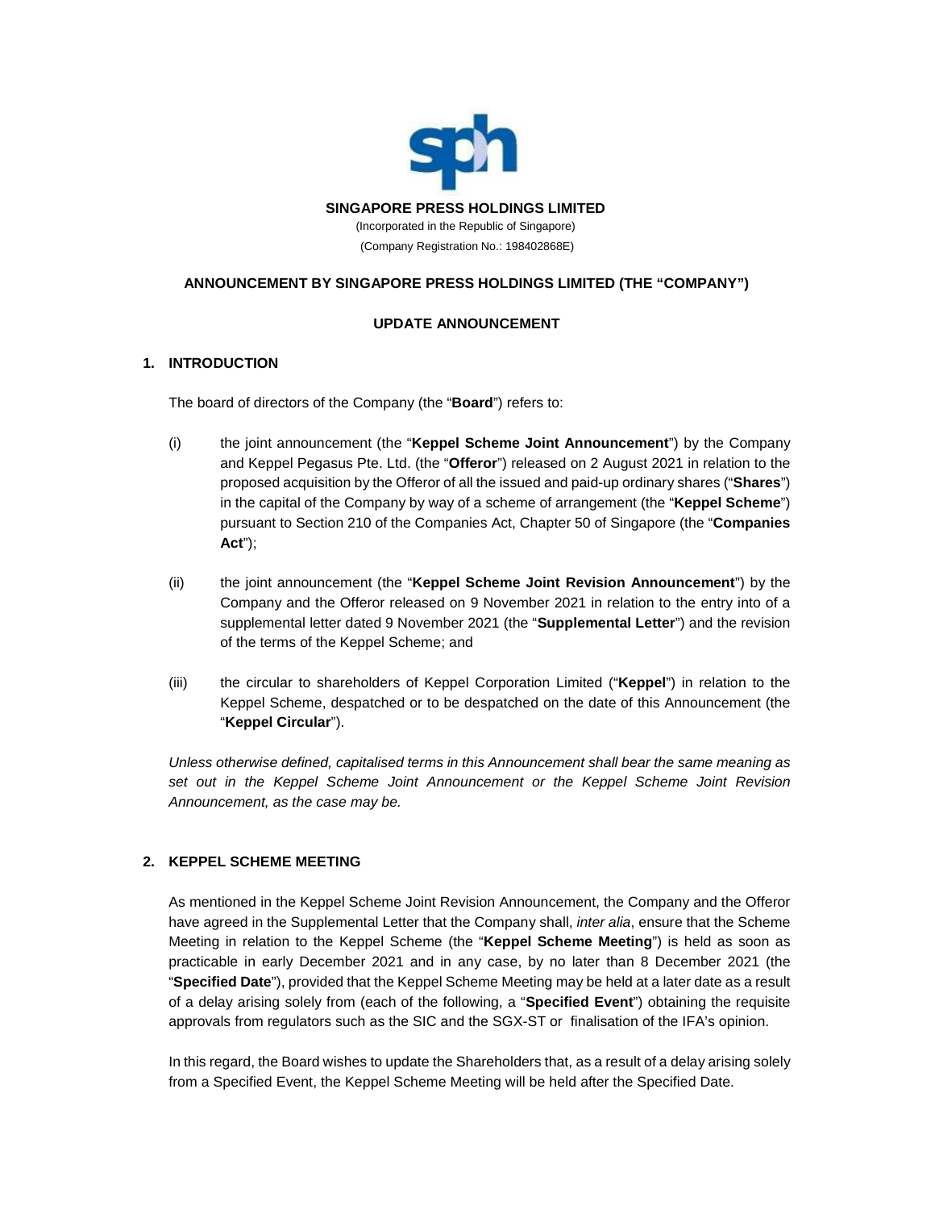**SINGAPORE PRESS HOLDINGS LIMITED**

(Incorporated in the Republic of Singapore)

(Company Registration No.: 198402868E)

**ANNOUNCEMENT BY SINGAPORE PRESS HOLDINGS LIMITED (THE "COMPANY")**

**UPDATE ANNOUNCEMENT**

## 1. INTRODUCTION

The board of directors of the Company (the "**Board**") refers to:

(i) the joint announcement (the "**Keppel Scheme Joint Announcement**") by the Company and Keppel Pegasus Pte. Ltd. (the "**Offeror**") released on 2 August 2021 in relation to the proposed acquisition by the Offeror of all the issued and paid-up ordinary shares ("**Shares**") in the capital of the Company by way of a scheme of arrangement (the "**Keppel Scheme**") pursuant to Section 210 of the Companies Act, Chapter 50 of Singapore (the "**Companies Act**");

(ii) the joint announcement (the "**Keppel Scheme Joint Revision Announcement**") by the Company and the Offeror released on 9 November 2021 in relation to the entry into of a supplemental letter dated 9 November 2021 (the "**Supplemental Letter**") and the revision of the terms of the Keppel Scheme; and

(iii) the circular to shareholders of Keppel Corporation Limited ("**Keppel**") in relation to the Keppel Scheme, despatched or to be despatched on the date of this Announcement (the "**Keppel Circular**").

*Unless otherwise defined, capitalised terms in this Announcement shall bear the same meaning as set out in the Keppel Scheme Joint Announcement or the Keppel Scheme Joint Revision Announcement, as the case may be.*

## 2. KEPPEL SCHEME MEETING

As mentioned in the Keppel Scheme Joint Revision Announcement, the Company and the Offeror have agreed in the Supplemental Letter that the Company shall, *inter alia*, ensure that the Scheme Meeting in relation to the Keppel Scheme (the "**Keppel Scheme Meeting**") is held as soon as practicable in early December 2021 and in any case, by no later than 8 December 2021 (the "**Specified Date**"), provided that the Keppel Scheme Meeting may be held at a later date as a result of a delay arising solely from (each of the following, a "**Specified Event**") obtaining the requisite approvals from regulators such as the SIC and the SGX-ST or finalisation of the IFA's opinion.

In this regard, the Board wishes to update the Shareholders that, as a result of a delay arising solely from a Specified Event, the Keppel Scheme Meeting will be held after the Specified Date.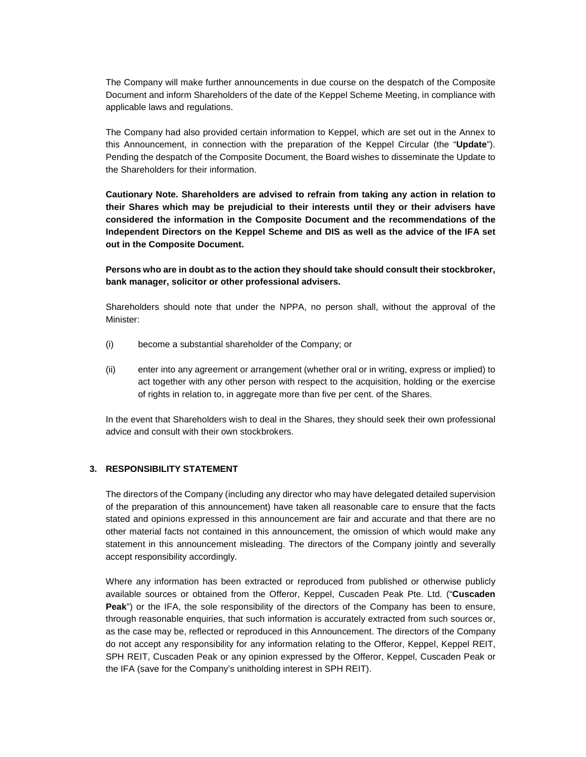The Company will make further announcements in due course on the despatch of the Composite Document and inform Shareholders of the date of the Keppel Scheme Meeting, in compliance with applicable laws and regulations.

The Company had also provided certain information to Keppel, which are set out in the Annex to this Announcement, in connection with the preparation of the Keppel Circular (the "**Update**"). Pending the despatch of the Composite Document, the Board wishes to disseminate the Update to the Shareholders for their information.

**Cautionary Note. Shareholders are advised to refrain from taking any action in relation to their Shares which may be prejudicial to their interests until they or their advisers have considered the information in the Composite Document and the recommendations of the Independent Directors on the Keppel Scheme and DIS as well as the advice of the IFA set out in the Composite Document.**

**Persons who are in doubt as to the action they should take should consult their stockbroker, bank manager, solicitor or other professional advisers.**

Shareholders should note that under the NPPA, no person shall, without the approval of the Minister:

(i) become a substantial shareholder of the Company; or

(ii) enter into any agreement or arrangement (whether oral or in writing, express or implied) to act together with any other person with respect to the acquisition, holding or the exercise of rights in relation to, in aggregate more than five per cent. of the Shares.

In the event that Shareholders wish to deal in the Shares, they should seek their own professional advice and consult with their own stockbrokers.

## 3. RESPONSIBILITY STATEMENT

The directors of the Company (including any director who may have delegated detailed supervision of the preparation of this announcement) have taken all reasonable care to ensure that the facts stated and opinions expressed in this announcement are fair and accurate and that there are no other material facts not contained in this announcement, the omission of which would make any statement in this announcement misleading. The directors of the Company jointly and severally accept responsibility accordingly.

Where any information has been extracted or reproduced from published or otherwise publicly available sources or obtained from the Offeror, Keppel, Cuscaden Peak Pte. Ltd. ("**Cuscaden Peak**") or the IFA, the sole responsibility of the directors of the Company has been to ensure, through reasonable enquiries, that such information is accurately extracted from such sources or, as the case may be, reflected or reproduced in this Announcement. The directors of the Company do not accept any responsibility for any information relating to the Offeror, Keppel, Keppel REIT, SPH REIT, Cuscaden Peak or any opinion expressed by the Offeror, Keppel, Cuscaden Peak or the IFA (save for the Company's unitholding interest in SPH REIT).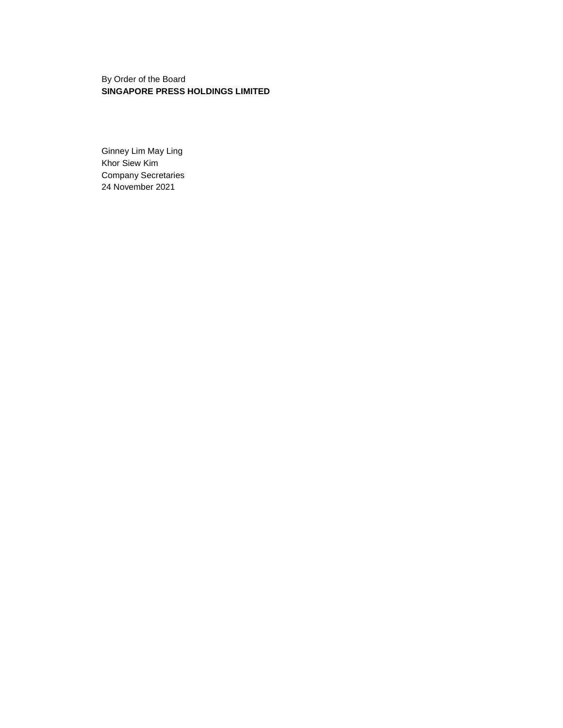By Order of the Board
**SINGAPORE PRESS HOLDINGS LIMITED**

Ginney Lim May Ling
Khor Siew Kim
Company Secretaries
24 November 2021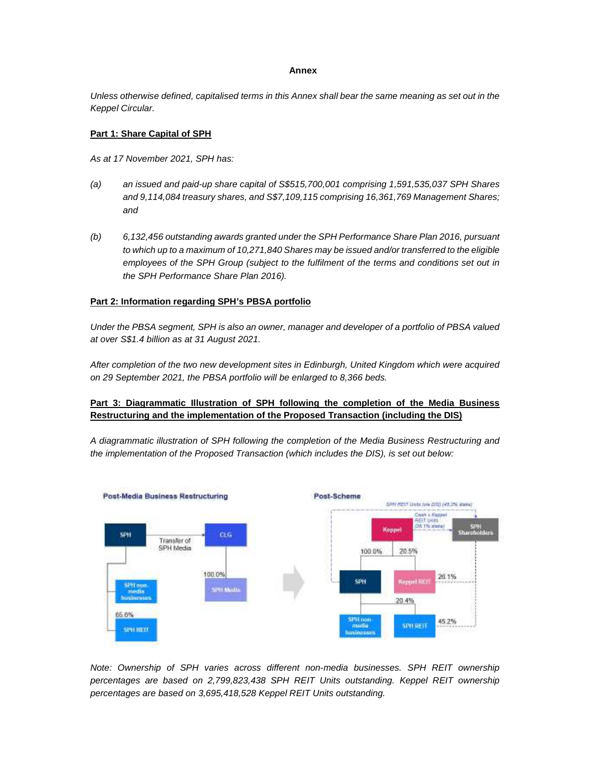**Annex**

*Unless otherwise defined, capitalised terms in this Annex shall bear the same meaning as set out in the Keppel Circular.*

**Part 1: Share Capital of SPH**

*As at 17 November 2021, SPH has:*

*(a) an issued and paid-up share capital of S$515,700,001 comprising 1,591,535,037 SPH Shares and 9,114,084 treasury shares, and S$7,109,115 comprising 16,361,769 Management Shares; and*

*(b) 6,132,456 outstanding awards granted under the SPH Performance Share Plan 2016, pursuant to which up to a maximum of 10,271,840 Shares may be issued and/or transferred to the eligible employees of the SPH Group (subject to the fulfilment of the terms and conditions set out in the SPH Performance Share Plan 2016).*

**Part 2: Information regarding SPH's PBSA portfolio**

*Under the PBSA segment, SPH is also an owner, manager and developer of a portfolio of PBSA valued at over S$1.4 billion as at 31 August 2021.*

*After completion of the two new development sites in Edinburgh, United Kingdom which were acquired on 29 September 2021, the PBSA portfolio will be enlarged to 8,366 beds.*

**Part 3: Diagrammatic Illustration of SPH following the completion of the Media Business Restructuring and the implementation of the Proposed Transaction (including the DIS)**

*A diagrammatic illustration of SPH following the completion of the Media Business Restructuring and the implementation of the Proposed Transaction (which includes the DIS), is set out below:*

Post-Media Business Restructuring

SPH — Transfer of SPH Media — CLG

CLG — 100.0% — SPH Media

SPH — SPH non-media businesses

SPH — 65.6% — SPH REIT

Post-Scheme

SPH REIT Units (via DIS) (45.2% stake)

Cash + Keppel REIT Units (26.1% stake)

Keppel — SPH Shareholders

Keppel — 100.0% — SPH

Keppel — 20.5% — Keppel REIT

SPH Shareholders — 26.1% — Keppel REIT

SPH — SPH non-media businesses

SPH — 20.4% — SPH REIT

SPH Shareholders — 45.2% — SPH REIT

*Note: Ownership of SPH varies across different non-media businesses. SPH REIT ownership percentages are based on 2,799,823,438 SPH REIT Units outstanding. Keppel REIT ownership percentages are based on 3,695,418,528 Keppel REIT Units outstanding.*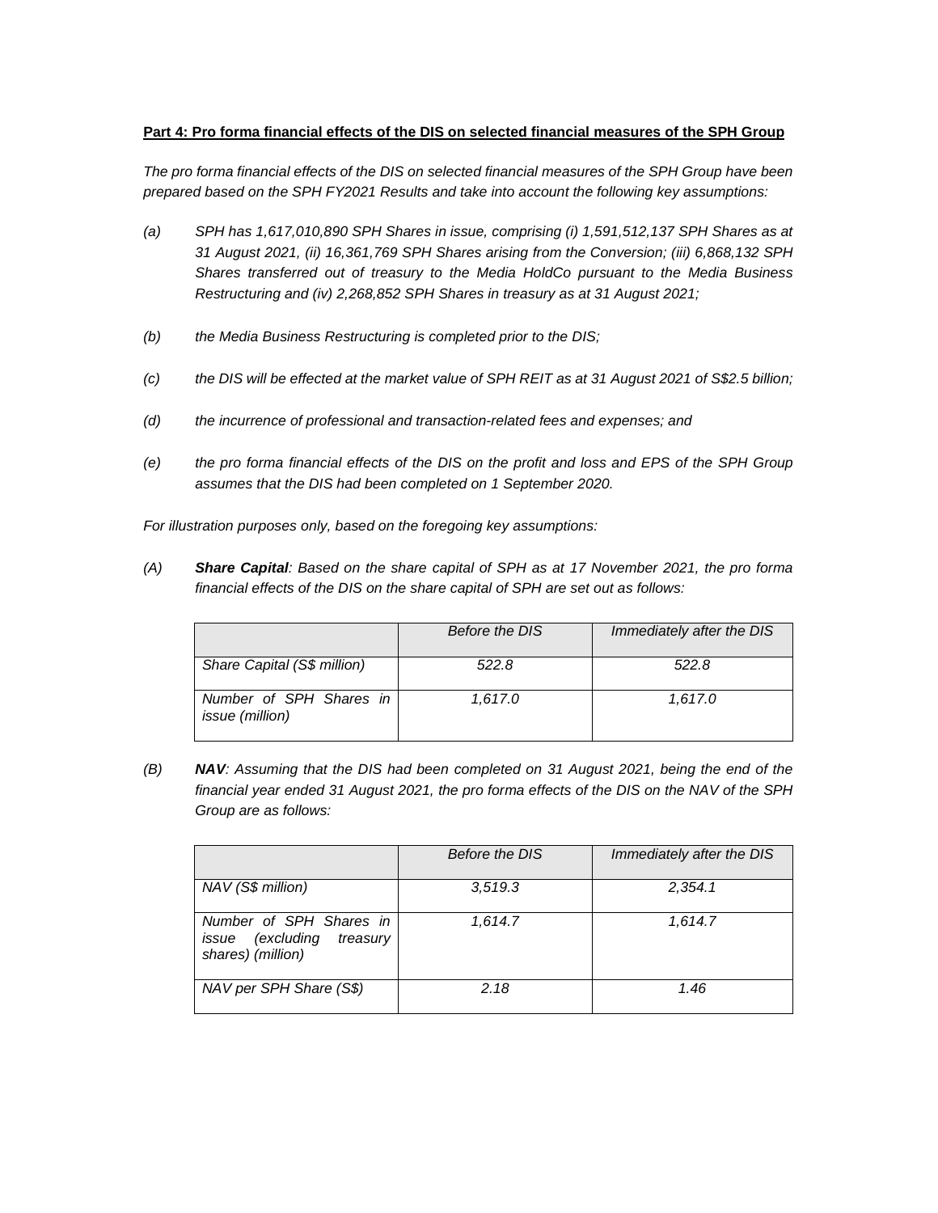**Part 4: Pro forma financial effects of the DIS on selected financial measures of the SPH Group**

*The pro forma financial effects of the DIS on selected financial measures of the SPH Group have been prepared based on the SPH FY2021 Results and take into account the following key assumptions:*

*(a) SPH has 1,617,010,890 SPH Shares in issue, comprising (i) 1,591,512,137 SPH Shares as at 31 August 2021, (ii) 16,361,769 SPH Shares arising from the Conversion; (iii) 6,868,132 SPH Shares transferred out of treasury to the Media HoldCo pursuant to the Media Business Restructuring and (iv) 2,268,852 SPH Shares in treasury as at 31 August 2021;*

*(b) the Media Business Restructuring is completed prior to the DIS;*

*(c) the DIS will be effected at the market value of SPH REIT as at 31 August 2021 of S$2.5 billion;*

*(d) the incurrence of professional and transaction-related fees and expenses; and*

*(e) the pro forma financial effects of the DIS on the profit and loss and EPS of the SPH Group assumes that the DIS had been completed on 1 September 2020.*

*For illustration purposes only, based on the foregoing key assumptions:*

*(A) **Share Capital**: Based on the share capital of SPH as at 17 November 2021, the pro forma financial effects of the DIS on the share capital of SPH are set out as follows:*

| | *Before the DIS* | *Immediately after the DIS* |
|---|---|---|
| *Share Capital (S$ million)* | *522.8* | *522.8* |
| *Number of SPH Shares in issue (million)* | *1,617.0* | *1,617.0* |

*(B) **NAV**: Assuming that the DIS had been completed on 31 August 2021, being the end of the financial year ended 31 August 2021, the pro forma effects of the DIS on the NAV of the SPH Group are as follows:*

| | *Before the DIS* | *Immediately after the DIS* |
|---|---|---|
| *NAV (S$ million)* | *3,519.3* | *2,354.1* |
| *Number of SPH Shares in issue (excluding treasury shares) (million)* | *1,614.7* | *1,614.7* |
| *NAV per SPH Share (S$)* | *2.18* | *1.46* |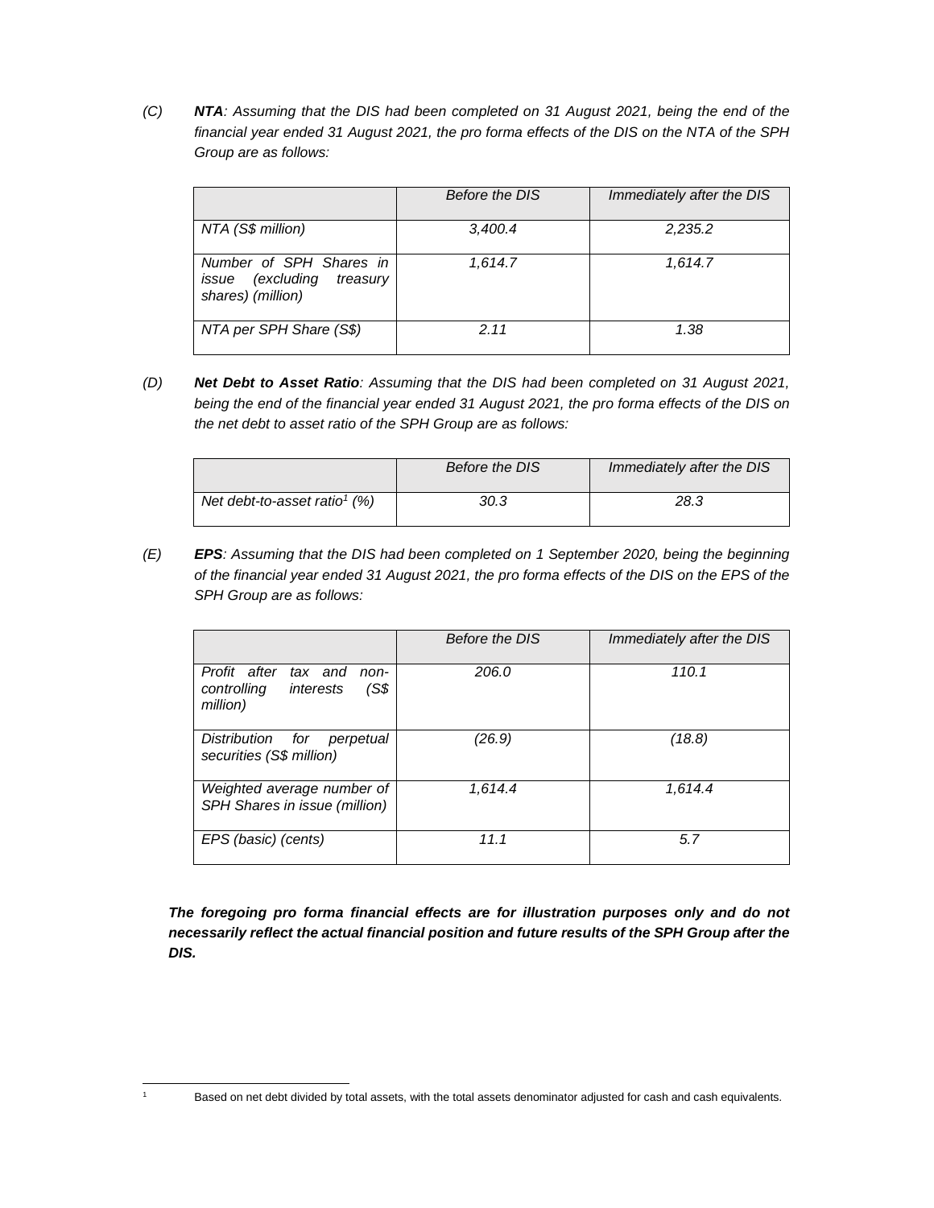*(C)* ***NTA****: Assuming that the DIS had been completed on 31 August 2021, being the end of the financial year ended 31 August 2021, the pro forma effects of the DIS on the NTA of the SPH Group are as follows:*

| | *Before the DIS* | *Immediately after the DIS* |
|---|---|---|
| *NTA (S$ million)* | *3,400.4* | *2,235.2* |
| *Number of SPH Shares in issue (excluding treasury shares) (million)* | *1,614.7* | *1,614.7* |
| *NTA per SPH Share (S$)* | *2.11* | *1.38* |

*(D)* ***Net Debt to Asset Ratio****: Assuming that the DIS had been completed on 31 August 2021, being the end of the financial year ended 31 August 2021, the pro forma effects of the DIS on the net debt to asset ratio of the SPH Group are as follows:*

| | *Before the DIS* | *Immediately after the DIS* |
|---|---|---|
| *Net debt-to-asset ratio[1] (%)* | *30.3* | *28.3* |

*(E)* ***EPS****: Assuming that the DIS had been completed on 1 September 2020, being the beginning of the financial year ended 31 August 2021, the pro forma effects of the DIS on the EPS of the SPH Group are as follows:*

| | *Before the DIS* | *Immediately after the DIS* |
|---|---|---|
| *Profit after tax and non-controlling interests (S$ million)* | *206.0* | *110.1* |
| *Distribution for perpetual securities (S$ million)* | *(26.9)* | *(18.8)* |
| *Weighted average number of SPH Shares in issue (million)* | *1,614.4* | *1,614.4* |
| *EPS (basic) (cents)* | *11.1* | *5.7* |

***The foregoing pro forma financial effects are for illustration purposes only and do not necessarily reflect the actual financial position and future results of the SPH Group after the DIS.***

[1] Based on net debt divided by total assets, with the total assets denominator adjusted for cash and cash equivalents.